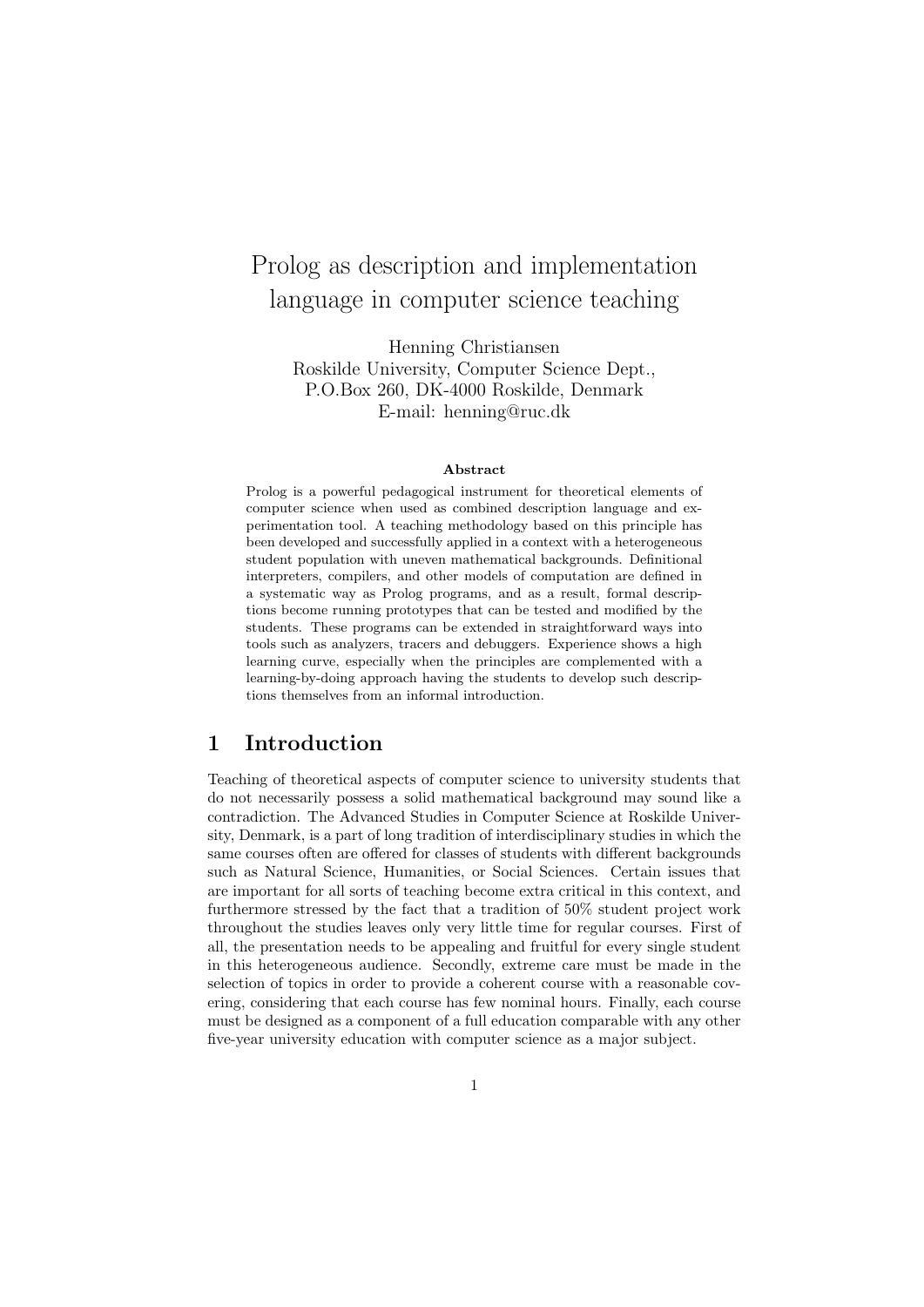# Prolog as description and implementation language in computer science teaching

Henning Christiansen
Roskilde University, Computer Science Dept.,
P.O.Box 260, DK-4000 Roskilde, Denmark
E-mail: henning@ruc.dk

**Abstract**

Prolog is a powerful pedagogical instrument for theoretical elements of computer science when used as combined description language and experimentation tool. A teaching methodology based on this principle has been developed and successfully applied in a context with a heterogeneous student population with uneven mathematical backgrounds. Definitional interpreters, compilers, and other models of computation are defined in a systematic way as Prolog programs, and as a result, formal descriptions become running prototypes that can be tested and modified by the students. These programs can be extended in straightforward ways into tools such as analyzers, tracers and debuggers. Experience shows a high learning curve, especially when the principles are complemented with a learning-by-doing approach having the students to develop such descriptions themselves from an informal introduction.

## 1 Introduction

Teaching of theoretical aspects of computer science to university students that do not necessarily possess a solid mathematical background may sound like a contradiction. The Advanced Studies in Computer Science at Roskilde University, Denmark, is a part of long tradition of interdisciplinary studies in which the same courses often are offered for classes of students with different backgrounds such as Natural Science, Humanities, or Social Sciences. Certain issues that are important for all sorts of teaching become extra critical in this context, and furthermore stressed by the fact that a tradition of 50% student project work throughout the studies leaves only very little time for regular courses. First of all, the presentation needs to be appealing and fruitful for every single student in this heterogeneous audience. Secondly, extreme care must be made in the selection of topics in order to provide a coherent course with a reasonable covering, considering that each course has few nominal hours. Finally, each course must be designed as a component of a full education comparable with any other five-year university education with computer science as a major subject.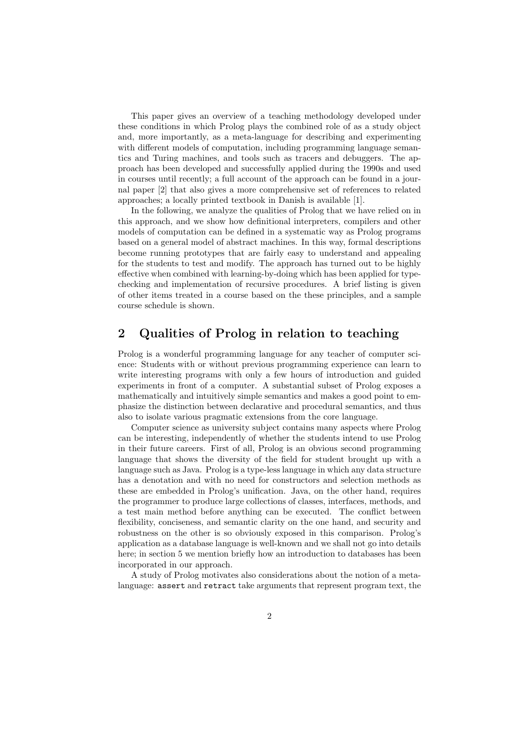This paper gives an overview of a teaching methodology developed under these conditions in which Prolog plays the combined role of as a study object and, more importantly, as a meta-language for describing and experimenting with different models of computation, including programming language semantics and Turing machines, and tools such as tracers and debuggers. The approach has been developed and successfully applied during the 1990s and used in courses until recently; a full account of the approach can be found in a journal paper [2] that also gives a more comprehensive set of references to related approaches; a locally printed textbook in Danish is available [1].

In the following, we analyze the qualities of Prolog that we have relied on in this approach, and we show how definitional interpreters, compilers and other models of computation can be defined in a systematic way as Prolog programs based on a general model of abstract machines. In this way, formal descriptions become running prototypes that are fairly easy to understand and appealing for the students to test and modify. The approach has turned out to be highly effective when combined with learning-by-doing which has been applied for type-checking and implementation of recursive procedures. A brief listing is given of other items treated in a course based on the these principles, and a sample course schedule is shown.

## 2 Qualities of Prolog in relation to teaching

Prolog is a wonderful programming language for any teacher of computer science: Students with or without previous programming experience can learn to write interesting programs with only a few hours of introduction and guided experiments in front of a computer. A substantial subset of Prolog exposes a mathematically and intuitively simple semantics and makes a good point to emphasize the distinction between declarative and procedural semantics, and thus also to isolate various pragmatic extensions from the core language.

Computer science as university subject contains many aspects where Prolog can be interesting, independently of whether the students intend to use Prolog in their future careers. First of all, Prolog is an obvious second programming language that shows the diversity of the field for student brought up with a language such as Java. Prolog is a type-less language in which any data structure has a denotation and with no need for constructors and selection methods as these are embedded in Prolog's unification. Java, on the other hand, requires the programmer to produce large collections of classes, interfaces, methods, and a test main method before anything can be executed. The conflict between flexibility, conciseness, and semantic clarity on the one hand, and security and robustness on the other is so obviously exposed in this comparison. Prolog's application as a database language is well-known and we shall not go into details here; in section 5 we mention briefly how an introduction to databases has been incorporated in our approach.

A study of Prolog motivates also considerations about the notion of a meta-language: `assert` and `retract` take arguments that represent program text, the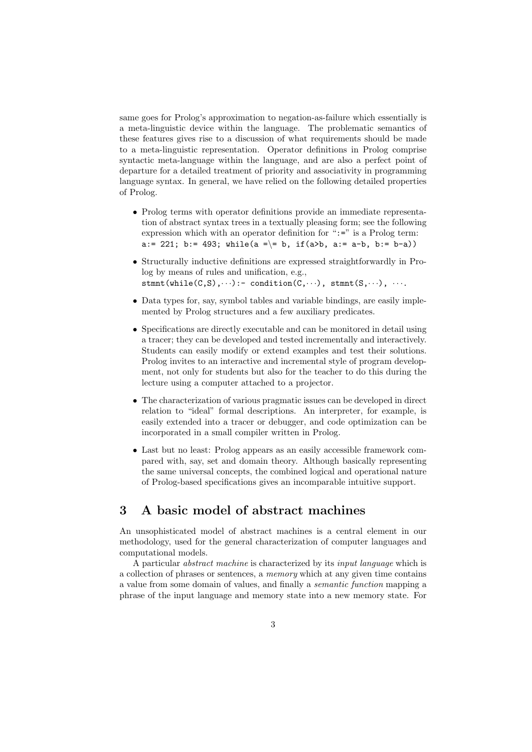same goes for Prolog's approximation to negation-as-failure which essentially is a meta-linguistic device within the language. The problematic semantics of these features gives rise to a discussion of what requirements should be made to a meta-linguistic representation. Operator definitions in Prolog comprise syntactic meta-language within the language, and are also a perfect point of departure for a detailed treatment of priority and associativity in programming language syntax. In general, we have relied on the following detailed properties of Prolog.

- Prolog terms with operator definitions provide an immediate representation of abstract syntax trees in a textually pleasing form; see the following expression which with an operator definition for "`:=`" is a Prolog term: `a:= 221; b:= 493; while(a =\= b, if(a>b, a:= a-b, b:= b-a))`
- Structurally inductive definitions are expressed straightforwardly in Prolog by means of rules and unification, e.g., `stmnt(while(C,S),···):- condition(C,···), stmnt(S,···), ···.`
- Data types for, say, symbol tables and variable bindings, are easily implemented by Prolog structures and a few auxiliary predicates.
- Specifications are directly executable and can be monitored in detail using a tracer; they can be developed and tested incrementally and interactively. Students can easily modify or extend examples and test their solutions. Prolog invites to an interactive and incremental style of program development, not only for students but also for the teacher to do this during the lecture using a computer attached to a projector.
- The characterization of various pragmatic issues can be developed in direct relation to "ideal" formal descriptions. An interpreter, for example, is easily extended into a tracer or debugger, and code optimization can be incorporated in a small compiler written in Prolog.
- Last but no least: Prolog appears as an easily accessible framework compared with, say, set and domain theory. Although basically representing the same universal concepts, the combined logical and operational nature of Prolog-based specifications gives an incomparable intuitive support.

## 3 A basic model of abstract machines

An unsophisticated model of abstract machines is a central element in our methodology, used for the general characterization of computer languages and computational models.

A particular *abstract machine* is characterized by its *input language* which is a collection of phrases or sentences, a *memory* which at any given time contains a value from some domain of values, and finally a *semantic function* mapping a phrase of the input language and memory state into a new memory state. For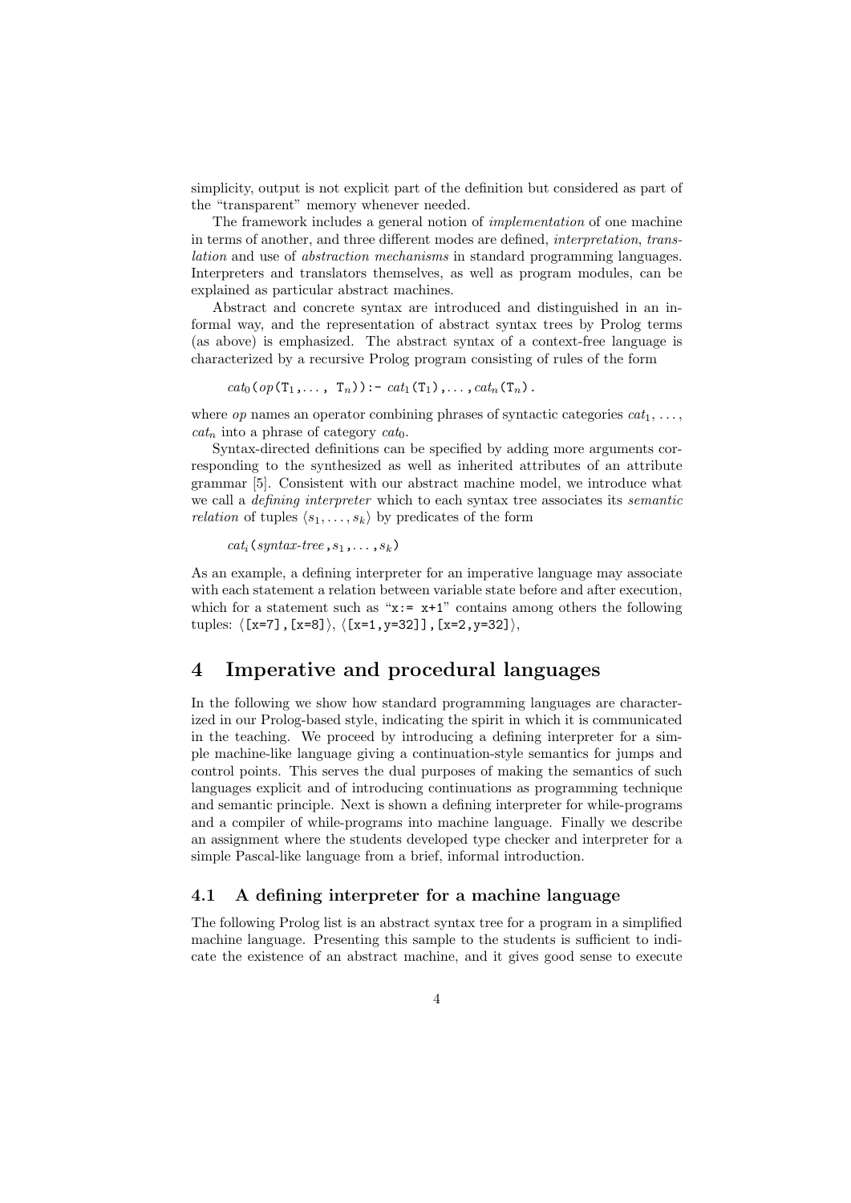simplicity, output is not explicit part of the definition but considered as part of the "transparent" memory whenever needed.

The framework includes a general notion of *implementation* of one machine in terms of another, and three different modes are defined, *interpretation*, *translation* and use of *abstraction mechanisms* in standard programming languages. Interpreters and translators themselves, as well as program modules, can be explained as particular abstract machines.

Abstract and concrete syntax are introduced and distinguished in an informal way, and the representation of abstract syntax trees by Prolog terms (as above) is emphasized. The abstract syntax of a context-free language is characterized by a recursive Prolog program consisting of rules of the form

$cat_0$(*op*(T$_1$,..., T$_n$)):- $cat_1$(T$_1$),...,$cat_n$(T$_n$).

where *op* names an operator combining phrases of syntactic categories $cat_1, \ldots, cat_n$ into a phrase of category $cat_0$.

Syntax-directed definitions can be specified by adding more arguments corresponding to the synthesized as well as inherited attributes of an attribute grammar [5]. Consistent with our abstract machine model, we introduce what we call a *defining interpreter* which to each syntax tree associates its *semantic relation* of tuples $\langle s_1, \ldots, s_k \rangle$ by predicates of the form

$cat_i$(*syntax-tree*, $s_1$, ..., $s_k$)

As an example, a defining interpreter for an imperative language may associate with each statement a relation between variable state before and after execution, which for a statement such as "`x:= x+1`" contains among others the following tuples: $\langle$`[x=7]`,`[x=8]`$\rangle$, $\langle$`[x=1,y=32]]`,`[x=2,y=32]`$\rangle$,

# 4 Imperative and procedural languages

In the following we show how standard programming languages are characterized in our Prolog-based style, indicating the spirit in which it is communicated in the teaching. We proceed by introducing a defining interpreter for a simple machine-like language giving a continuation-style semantics for jumps and control points. This serves the dual purposes of making the semantics of such languages explicit and of introducing continuations as programming technique and semantic principle. Next is shown a defining interpreter for while-programs and a compiler of while-programs into machine language. Finally we describe an assignment where the students developed type checker and interpreter for a simple Pascal-like language from a brief, informal introduction.

## 4.1 A defining interpreter for a machine language

The following Prolog list is an abstract syntax tree for a program in a simplified machine language. Presenting this sample to the students is sufficient to indicate the existence of an abstract machine, and it gives good sense to execute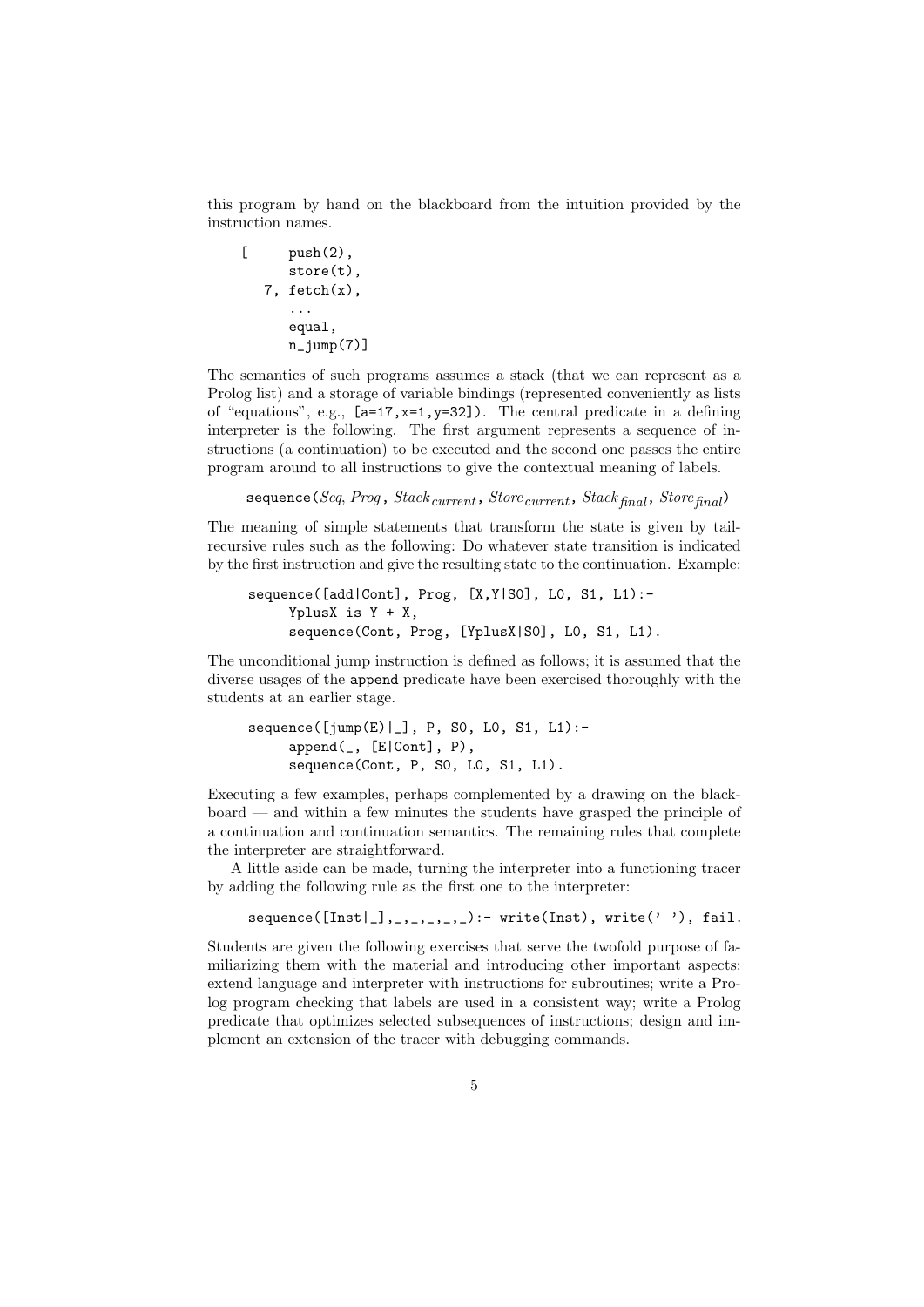this program by hand on the blackboard from the intuition provided by the instruction names.

```
[     push(2),
      store(t),
   7, fetch(x),
      ...
      equal,
      n_jump(7)]
```

The semantics of such programs assumes a stack (that we can represent as a Prolog list) and a storage of variable bindings (represented conveniently as lists of "equations", e.g., `[a=17,x=1,y=32]`). The central predicate in a defining interpreter is the following. The first argument represents a sequence of instructions (a continuation) to be executed and the second one passes the entire program around to all instructions to give the contextual meaning of labels.

sequence(*Seq*, *Prog*, $Stack_{current}$, $Store_{current}$, $Stack_{final}$, $Store_{final}$)

The meaning of simple statements that transform the state is given by tail-recursive rules such as the following: Do whatever state transition is indicated by the first instruction and give the resulting state to the continuation. Example:

```
sequence([add|Cont], Prog, [X,Y|S0], L0, S1, L1):-
     YplusX is Y + X,
     sequence(Cont, Prog, [YplusX|S0], L0, S1, L1).
```

The unconditional jump instruction is defined as follows; it is assumed that the diverse usages of the `append` predicate have been exercised thoroughly with the students at an earlier stage.

```
sequence([jump(E)|_], P, S0, L0, S1, L1):-
     append(_, [E|Cont], P),
     sequence(Cont, P, S0, L0, S1, L1).
```

Executing a few examples, perhaps complemented by a drawing on the blackboard — and within a few minutes the students have grasped the principle of a continuation and continuation semantics. The remaining rules that complete the interpreter are straightforward.

A little aside can be made, turning the interpreter into a functioning tracer by adding the following rule as the first one to the interpreter:

```
sequence([Inst|_],_,_,_,_,_):- write(Inst), write(' '), fail.
```

Students are given the following exercises that serve the twofold purpose of familiarizing them with the material and introducing other important aspects: extend language and interpreter with instructions for subroutines; write a Prolog program checking that labels are used in a consistent way; write a Prolog predicate that optimizes selected subsequences of instructions; design and implement an extension of the tracer with debugging commands.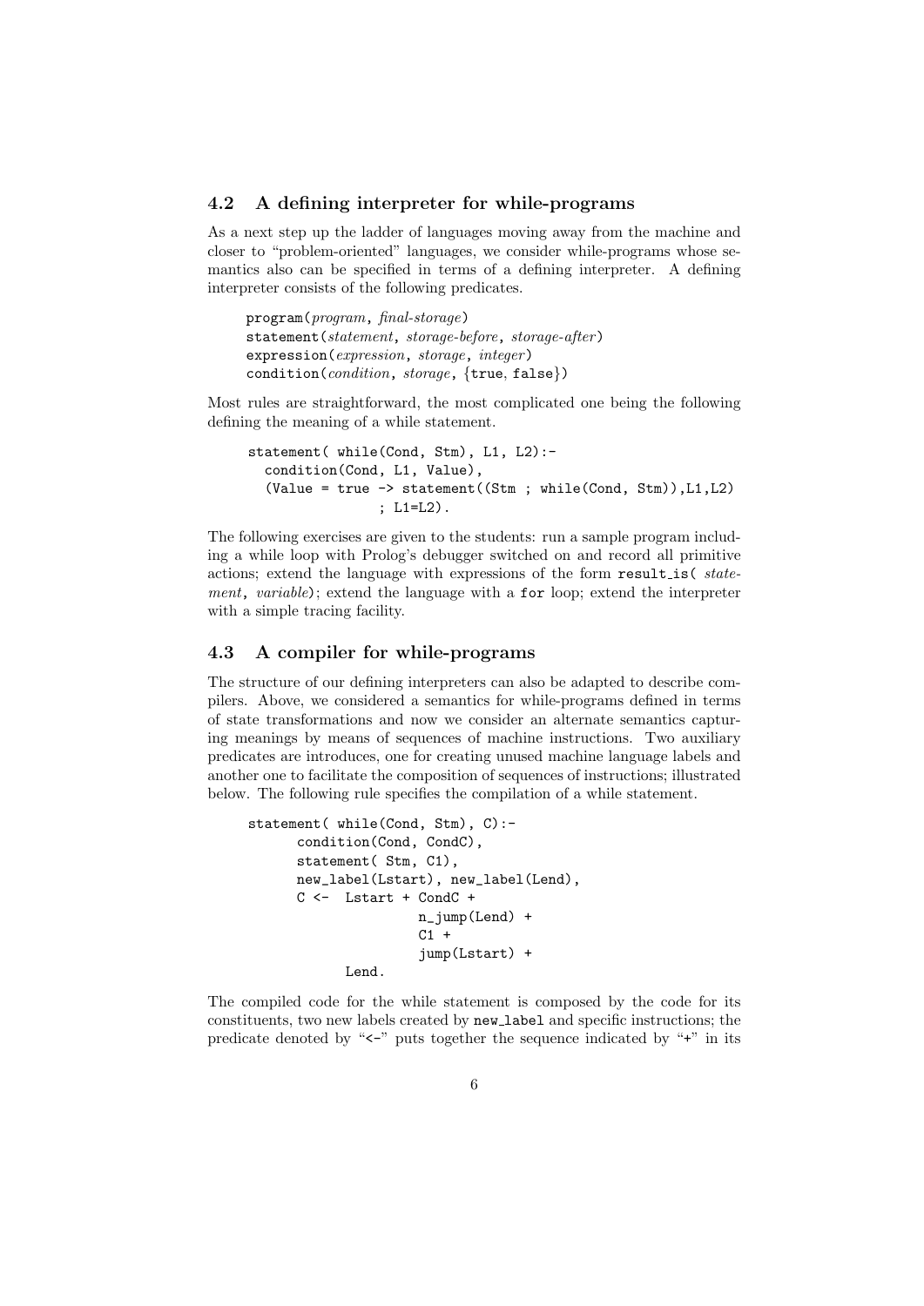### 4.2 A defining interpreter for while-programs

As a next step up the ladder of languages moving away from the machine and closer to "problem-oriented" languages, we consider while-programs whose semantics also can be specified in terms of a defining interpreter. A defining interpreter consists of the following predicates.

```
program(program, final-storage)
statement(statement, storage-before, storage-after)
expression(expression, storage, integer)
condition(condition, storage, {true, false})
```

Most rules are straightforward, the most complicated one being the following defining the meaning of a while statement.

```
statement( while(Cond, Stm), L1, L2):-
  condition(Cond, L1, Value),
  (Value = true -> statement((Stm ; while(Cond, Stm)),L1,L2)
             ; L1=L2).
```

The following exercises are given to the students: run a sample program including a while loop with Prolog's debugger switched on and record all primitive actions; extend the language with expressions of the form `result_is(` *statement*, *variable*`)`; extend the language with a `for` loop; extend the interpreter with a simple tracing facility.

### 4.3 A compiler for while-programs

The structure of our defining interpreters can also be adapted to describe compilers. Above, we considered a semantics for while-programs defined in terms of state transformations and now we consider an alternate semantics capturing meanings by means of sequences of machine instructions. Two auxiliary predicates are introduces, one for creating unused machine language labels and another one to facilitate the composition of sequences of instructions; illustrated below. The following rule specifies the compilation of a while statement.

```
statement( while(Cond, Stm), C):-
      condition(Cond, CondC),
      statement( Stm, C1),
      new_label(Lstart), new_label(Lend),
      C <-  Lstart + CondC +
                 n_jump(Lend) +
                 C1 +
                 jump(Lstart) +
            Lend.
```

The compiled code for the while statement is composed by the code for its constituents, two new labels created by `new_label` and specific instructions; the predicate denoted by "`<-`" puts together the sequence indicated by "`+`" in its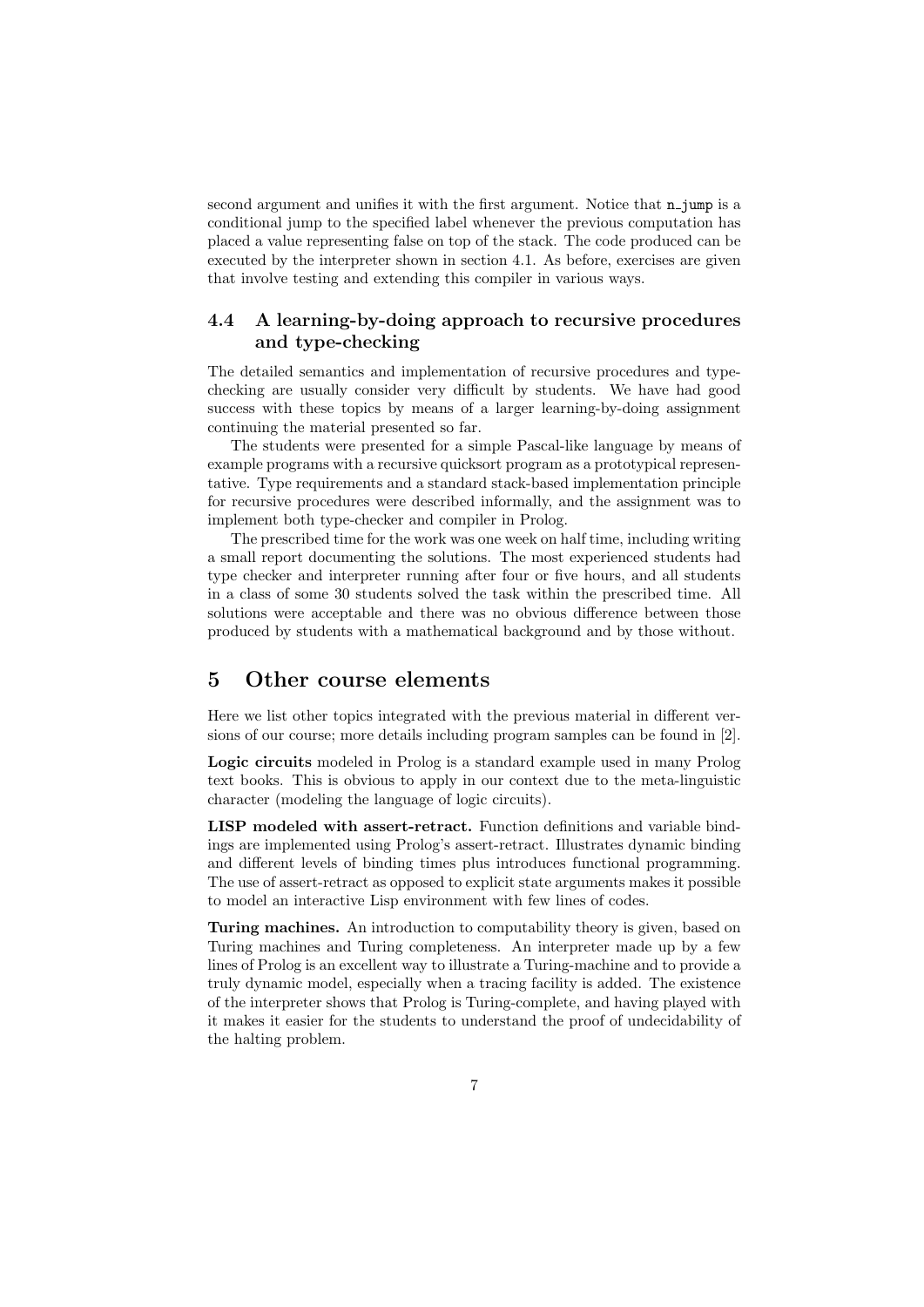second argument and unifies it with the first argument. Notice that `n_jump` is a conditional jump to the specified label whenever the previous computation has placed a value representing false on top of the stack. The code produced can be executed by the interpreter shown in section 4.1. As before, exercises are given that involve testing and extending this compiler in various ways.

### 4.4 A learning-by-doing approach to recursive procedures and type-checking

The detailed semantics and implementation of recursive procedures and type-checking are usually consider very difficult by students. We have had good success with these topics by means of a larger learning-by-doing assignment continuing the material presented so far.

The students were presented for a simple Pascal-like language by means of example programs with a recursive quicksort program as a prototypical representative. Type requirements and a standard stack-based implementation principle for recursive procedures were described informally, and the assignment was to implement both type-checker and compiler in Prolog.

The prescribed time for the work was one week on half time, including writing a small report documenting the solutions. The most experienced students had type checker and interpreter running after four or five hours, and all students in a class of some 30 students solved the task within the prescribed time. All solutions were acceptable and there was no obvious difference between those produced by students with a mathematical background and by those without.

## 5 Other course elements

Here we list other topics integrated with the previous material in different versions of our course; more details including program samples can be found in [2].

**Logic circuits** modeled in Prolog is a standard example used in many Prolog text books. This is obvious to apply in our context due to the meta-linguistic character (modeling the language of logic circuits).

**LISP modeled with assert-retract.** Function definitions and variable bindings are implemented using Prolog's assert-retract. Illustrates dynamic binding and different levels of binding times plus introduces functional programming. The use of assert-retract as opposed to explicit state arguments makes it possible to model an interactive Lisp environment with few lines of codes.

**Turing machines.** An introduction to computability theory is given, based on Turing machines and Turing completeness. An interpreter made up by a few lines of Prolog is an excellent way to illustrate a Turing-machine and to provide a truly dynamic model, especially when a tracing facility is added. The existence of the interpreter shows that Prolog is Turing-complete, and having played with it makes it easier for the students to understand the proof of undecidability of the halting problem.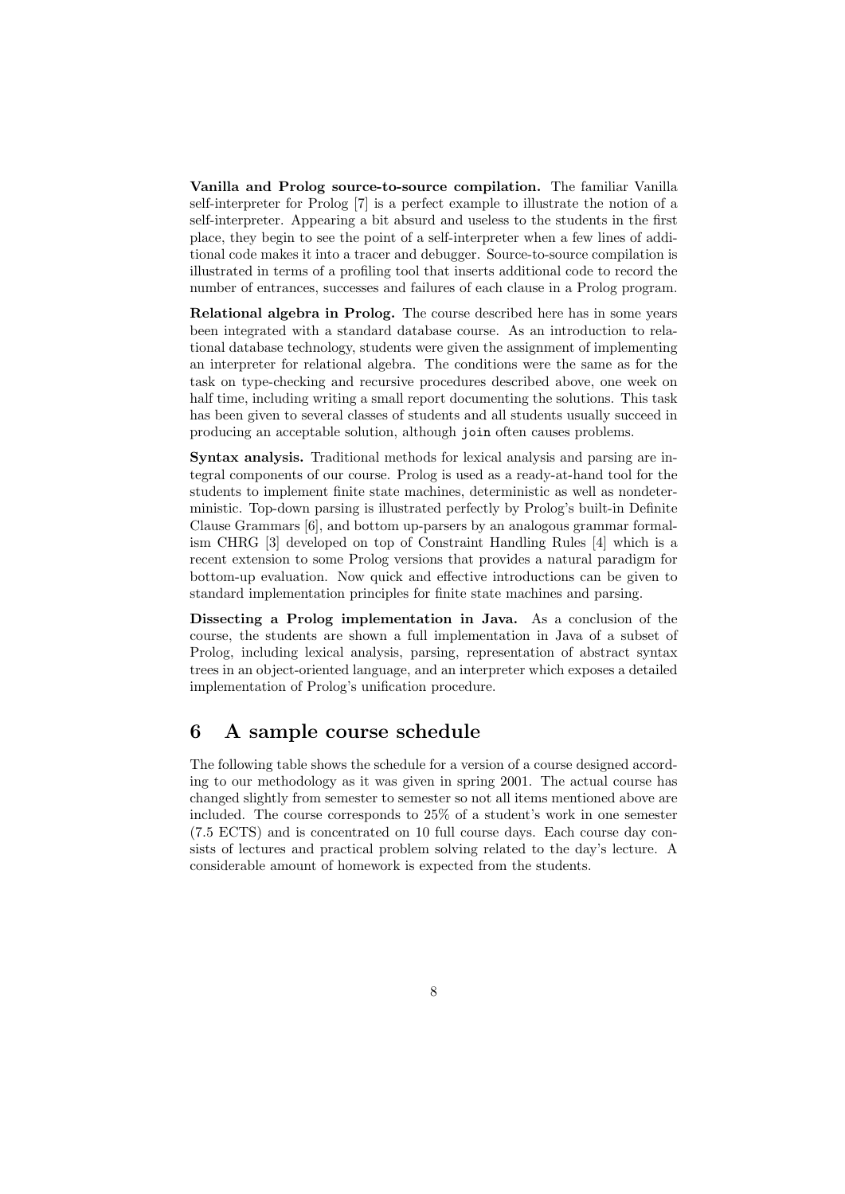**Vanilla and Prolog source-to-source compilation.** The familiar Vanilla self-interpreter for Prolog [7] is a perfect example to illustrate the notion of a self-interpreter. Appearing a bit absurd and useless to the students in the first place, they begin to see the point of a self-interpreter when a few lines of additional code makes it into a tracer and debugger. Source-to-source compilation is illustrated in terms of a profiling tool that inserts additional code to record the number of entrances, successes and failures of each clause in a Prolog program.

**Relational algebra in Prolog.** The course described here has in some years been integrated with a standard database course. As an introduction to relational database technology, students were given the assignment of implementing an interpreter for relational algebra. The conditions were the same as for the task on type-checking and recursive procedures described above, one week on half time, including writing a small report documenting the solutions. This task has been given to several classes of students and all students usually succeed in producing an acceptable solution, although `join` often causes problems.

**Syntax analysis.** Traditional methods for lexical analysis and parsing are integral components of our course. Prolog is used as a ready-at-hand tool for the students to implement finite state machines, deterministic as well as nondeterministic. Top-down parsing is illustrated perfectly by Prolog's built-in Definite Clause Grammars [6], and bottom up-parsers by an analogous grammar formalism CHRG [3] developed on top of Constraint Handling Rules [4] which is a recent extension to some Prolog versions that provides a natural paradigm for bottom-up evaluation. Now quick and effective introductions can be given to standard implementation principles for finite state machines and parsing.

**Dissecting a Prolog implementation in Java.** As a conclusion of the course, the students are shown a full implementation in Java of a subset of Prolog, including lexical analysis, parsing, representation of abstract syntax trees in an object-oriented language, and an interpreter which exposes a detailed implementation of Prolog's unification procedure.

## 6 A sample course schedule

The following table shows the schedule for a version of a course designed according to our methodology as it was given in spring 2001. The actual course has changed slightly from semester to semester so not all items mentioned above are included. The course corresponds to 25% of a student's work in one semester (7.5 ECTS) and is concentrated on 10 full course days. Each course day consists of lectures and practical problem solving related to the day's lecture. A considerable amount of homework is expected from the students.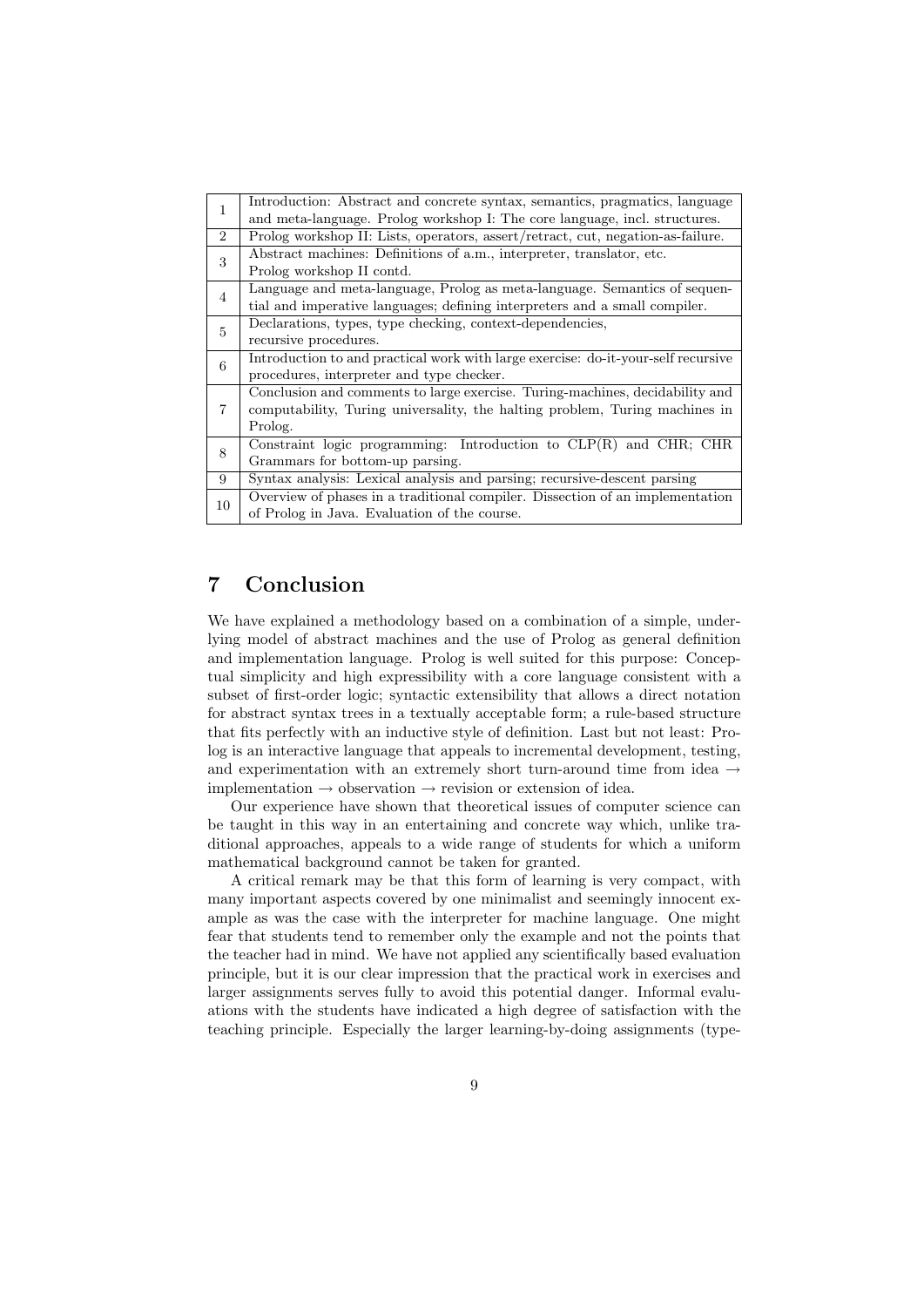| | |
|---|---|
| 1 | Introduction: Abstract and concrete syntax, semantics, pragmatics, language and meta-language. Prolog workshop I: The core language, incl. structures. |
| 2 | Prolog workshop II: Lists, operators, assert/retract, cut, negation-as-failure. |
| 3 | Abstract machines: Definitions of a.m., interpreter, translator, etc. Prolog workshop II contd. |
| 4 | Language and meta-language, Prolog as meta-language. Semantics of sequential and imperative languages; defining interpreters and a small compiler. |
| 5 | Declarations, types, type checking, context-dependencies, recursive procedures. |
| 6 | Introduction to and practical work with large exercise: do-it-your-self recursive procedures, interpreter and type checker. |
| 7 | Conclusion and comments to large exercise. Turing-machines, decidability and computability, Turing universality, the halting problem, Turing machines in Prolog. |
| 8 | Constraint logic programming: Introduction to CLP(R) and CHR; CHR Grammars for bottom-up parsing. |
| 9 | Syntax analysis: Lexical analysis and parsing; recursive-descent parsing |
| 10 | Overview of phases in a traditional compiler. Dissection of an implementation of Prolog in Java. Evaluation of the course. |

# 7 Conclusion

We have explained a methodology based on a combination of a simple, underlying model of abstract machines and the use of Prolog as general definition and implementation language. Prolog is well suited for this purpose: Conceptual simplicity and high expressibility with a core language consistent with a subset of first-order logic; syntactic extensibility that allows a direct notation for abstract syntax trees in a textually acceptable form; a rule-based structure that fits perfectly with an inductive style of definition. Last but not least: Prolog is an interactive language that appeals to incremental development, testing, and experimentation with an extremely short turn-around time from idea → implementation → observation → revision or extension of idea.

Our experience have shown that theoretical issues of computer science can be taught in this way in an entertaining and concrete way which, unlike traditional approaches, appeals to a wide range of students for which a uniform mathematical background cannot be taken for granted.

A critical remark may be that this form of learning is very compact, with many important aspects covered by one minimalist and seemingly innocent example as was the case with the interpreter for machine language. One might fear that students tend to remember only the example and not the points that the teacher had in mind. We have not applied any scientifically based evaluation principle, but it is our clear impression that the practical work in exercises and larger assignments serves fully to avoid this potential danger. Informal evaluations with the students have indicated a high degree of satisfaction with the teaching principle. Especially the larger learning-by-doing assignments (type-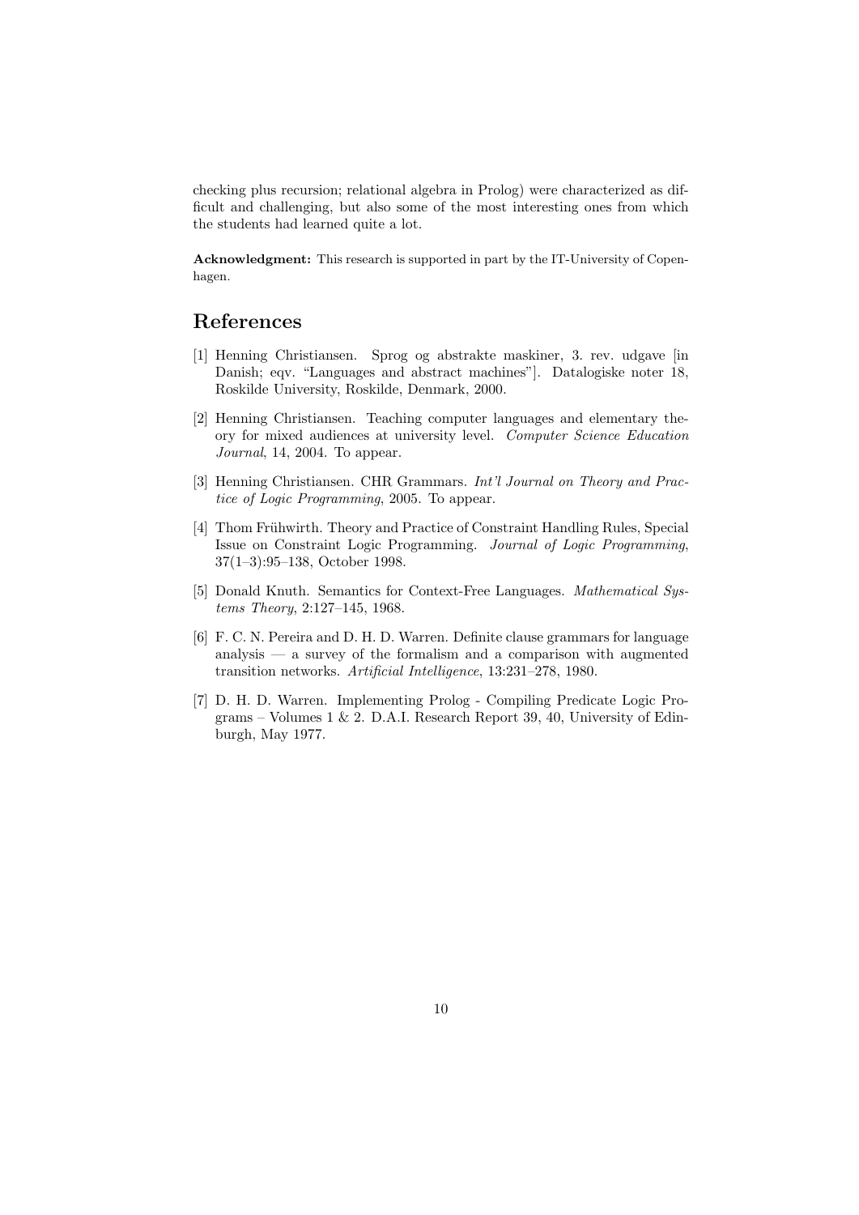checking plus recursion; relational algebra in Prolog) were characterized as difficult and challenging, but also some of the most interesting ones from which the students had learned quite a lot.

**Acknowledgment:** This research is supported in part by the IT-University of Copenhagen.

## References

[1] Henning Christiansen. Sprog og abstrakte maskiner, 3. rev. udgave [in Danish; eqv. "Languages and abstract machines"]. Datalogiske noter 18, Roskilde University, Roskilde, Denmark, 2000.

[2] Henning Christiansen. Teaching computer languages and elementary theory for mixed audiences at university level. *Computer Science Education Journal*, 14, 2004. To appear.

[3] Henning Christiansen. CHR Grammars. *Int'l Journal on Theory and Practice of Logic Programming*, 2005. To appear.

[4] Thom Frühwirth. Theory and Practice of Constraint Handling Rules, Special Issue on Constraint Logic Programming. *Journal of Logic Programming*, 37(1–3):95–138, October 1998.

[5] Donald Knuth. Semantics for Context-Free Languages. *Mathematical Systems Theory*, 2:127–145, 1968.

[6] F. C. N. Pereira and D. H. D. Warren. Definite clause grammars for language analysis — a survey of the formalism and a comparison with augmented transition networks. *Artificial Intelligence*, 13:231–278, 1980.

[7] D. H. D. Warren. Implementing Prolog - Compiling Predicate Logic Programs – Volumes 1 & 2. D.A.I. Research Report 39, 40, University of Edinburgh, May 1977.